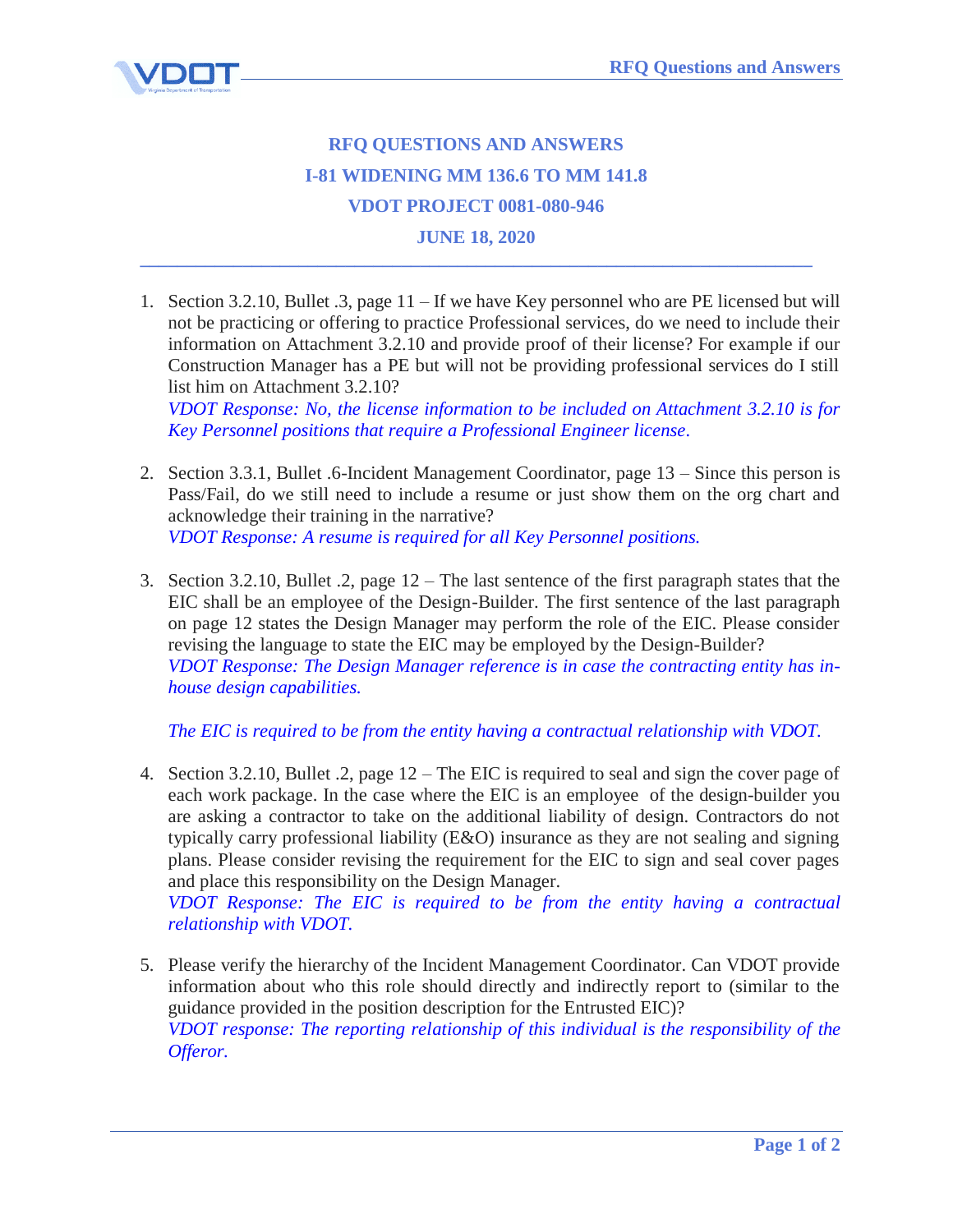# RFQ QUESTIONS AND ANSWERS

## I-81 WIDENING MM 136.6 TO MM 141.8

## VDOT PROJECT 0081-080-946

## JUNE 18, 2020

---

1. Section 3.2.10, Bullet .3, page 11 – If we have Key personnel who are PE licensed but will not be practicing or offering to practice Professional services, do we need to include their information on Attachment 3.2.10 and provide proof of their license? For example if our Construction Manager has a PE but will not be providing professional services do I still list him on Attachment 3.2.10?
   *VDOT Response: No, the license information to be included on Attachment 3.2.10 is for Key Personnel positions that require a Professional Engineer license.*

2. Section 3.3.1, Bullet .6-Incident Management Coordinator, page 13 – Since this person is Pass/Fail, do we still need to include a resume or just show them on the org chart and acknowledge their training in the narrative?
   *VDOT Response: A resume is required for all Key Personnel positions.*

3. Section 3.2.10, Bullet .2, page 12 – The last sentence of the first paragraph states that the EIC shall be an employee of the Design-Builder. The first sentence of the last paragraph on page 12 states the Design Manager may perform the role of the EIC. Please consider revising the language to state the EIC may be employed by the Design-Builder?
   *VDOT Response: The Design Manager reference is in case the contracting entity has in-house design capabilities.*

   *The EIC is required to be from the entity having a contractual relationship with VDOT.*

4. Section 3.2.10, Bullet .2, page 12 – The EIC is required to seal and sign the cover page of each work package. In the case where the EIC is an employee of the design-builder you are asking a contractor to take on the additional liability of design. Contractors do not typically carry professional liability (E&O) insurance as they are not sealing and signing plans. Please consider revising the requirement for the EIC to sign and seal cover pages and place this responsibility on the Design Manager.
   *VDOT Response: The EIC is required to be from the entity having a contractual relationship with VDOT.*

5. Please verify the hierarchy of the Incident Management Coordinator. Can VDOT provide information about who this role should directly and indirectly report to (similar to the guidance provided in the position description for the Entrusted EIC)?
   *VDOT response: The reporting relationship of this individual is the responsibility of the Offeror.*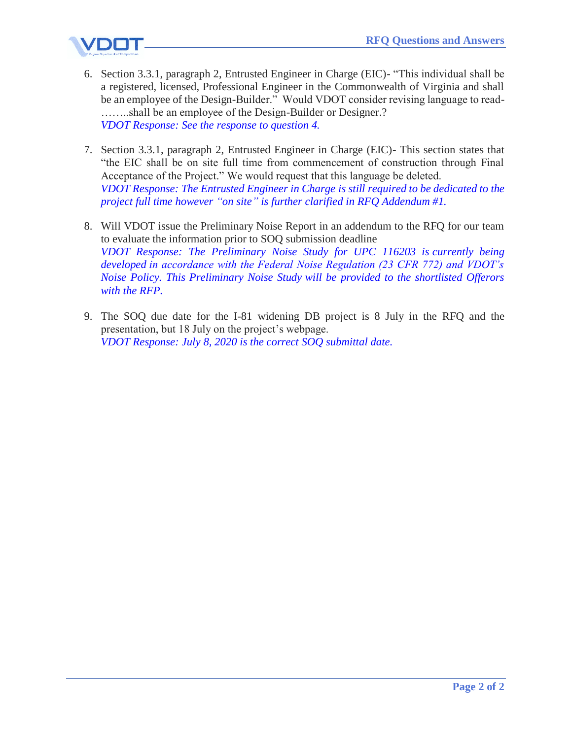6. Section 3.3.1, paragraph 2, Entrusted Engineer in Charge (EIC)- "This individual shall be a registered, licensed, Professional Engineer in the Commonwealth of Virginia and shall be an employee of the Design-Builder." Would VDOT consider revising language to read- ……..shall be an employee of the Design-Builder or Designer.?
   *VDOT Response: See the response to question 4.*

7. Section 3.3.1, paragraph 2, Entrusted Engineer in Charge (EIC)- This section states that "the EIC shall be on site full time from commencement of construction through Final Acceptance of the Project." We would request that this language be deleted.
   *VDOT Response: The Entrusted Engineer in Charge is still required to be dedicated to the project full time however "on site" is further clarified in RFQ Addendum #1.*

8. Will VDOT issue the Preliminary Noise Report in an addendum to the RFQ for our team to evaluate the information prior to SOQ submission deadline
   *VDOT Response: The Preliminary Noise Study for UPC 116203 is currently being developed in accordance with the Federal Noise Regulation (23 CFR 772) and VDOT's Noise Policy. This Preliminary Noise Study will be provided to the shortlisted Offerors with the RFP.*

9. The SOQ due date for the I-81 widening DB project is 8 July in the RFQ and the presentation, but 18 July on the project's webpage.
   *VDOT Response: July 8, 2020 is the correct SOQ submittal date.*